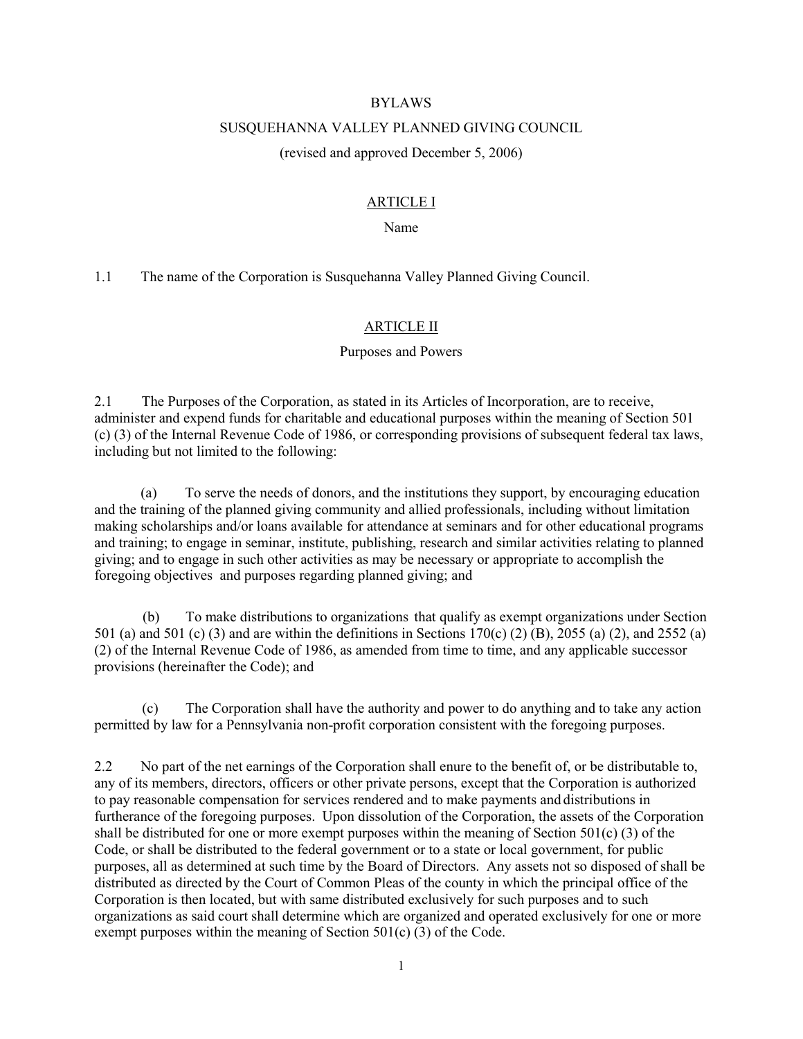# BYLAWS

## SUSQUEHANNA VALLEY PLANNED GIVING COUNCIL

(revised and approved December 5, 2006)

## ARTICLE I

### Name

1.1 The name of the Corporation is Susquehanna Valley Planned Giving Council.

## ARTICLE II

### Purposes and Powers

2.1 The Purposes of the Corporation, as stated in its Articles of Incorporation, are to receive, administer and expend funds for charitable and educational purposes within the meaning of Section 501 (c) (3) of the Internal Revenue Code of 1986, or corresponding provisions of subsequent federal tax laws, including but not limited to the following:

(a) To serve the needs of donors, and the institutions they support, by encouraging education and the training of the planned giving community and allied professionals, including without limitation making scholarships and/or loans available for attendance at seminars and for other educational programs and training; to engage in seminar, institute, publishing, research and similar activities relating to planned giving; and to engage in such other activities as may be necessary or appropriate to accomplish the foregoing objectives and purposes regarding planned giving; and

(b) To make distributions to organizations that qualify as exempt organizations under Section 501 (a) and 501 (c) (3) and are within the definitions in Sections 170(c) (2) (B), 2055 (a) (2), and 2552 (a) (2) of the Internal Revenue Code of 1986, as amended from time to time, and any applicable successor provisions (hereinafter the Code); and

(c) The Corporation shall have the authority and power to do anything and to take any action permitted by law for a Pennsylvania non-profit corporation consistent with the foregoing purposes.

2.2 No part of the net earnings of the Corporation shall enure to the benefit of, or be distributable to, any of its members, directors, officers or other private persons, except that the Corporation is authorized to pay reasonable compensation for services rendered and to make payments and distributions in furtherance of the foregoing purposes. Upon dissolution of the Corporation, the assets of the Corporation shall be distributed for one or more exempt purposes within the meaning of Section 501(c) (3) of the Code, or shall be distributed to the federal government or to a state or local government, for public purposes, all as determined at such time by the Board of Directors. Any assets not so disposed of shall be distributed as directed by the Court of Common Pleas of the county in which the principal office of the Corporation is then located, but with same distributed exclusively for such purposes and to such organizations as said court shall determine which are organized and operated exclusively for one or more exempt purposes within the meaning of Section 501(c) (3) of the Code.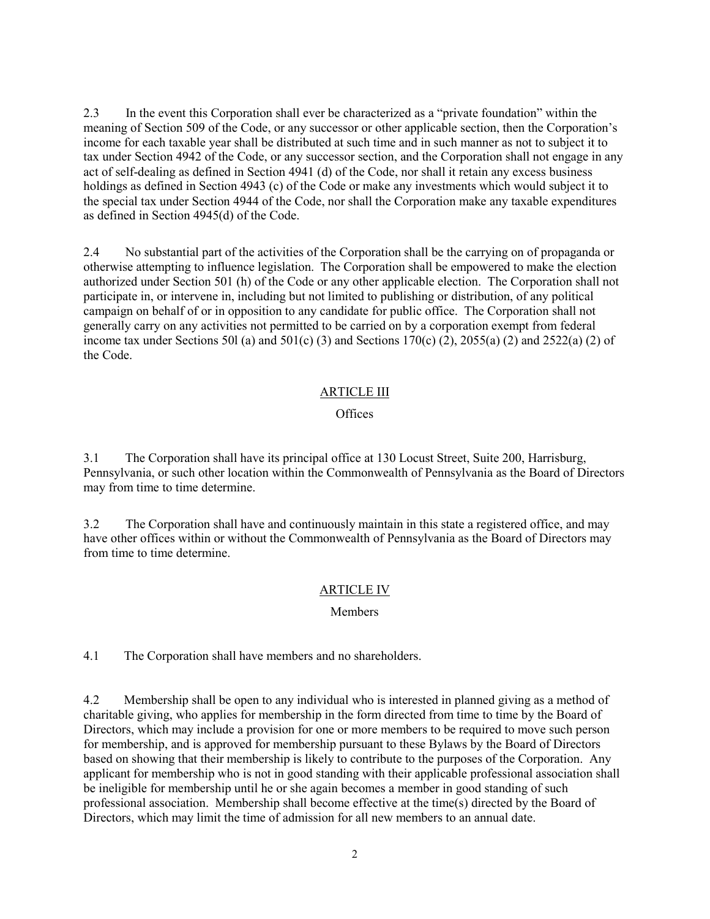2.3 In the event this Corporation shall ever be characterized as a "private foundation" within the meaning of Section 509 of the Code, or any successor or other applicable section, then the Corporation's income for each taxable year shall be distributed at such time and in such manner as not to subject it to tax under Section 4942 of the Code, or any successor section, and the Corporation shall not engage in any act of self-dealing as defined in Section 4941 (d) of the Code, nor shall it retain any excess business holdings as defined in Section 4943 (c) of the Code or make any investments which would subject it to the special tax under Section 4944 of the Code, nor shall the Corporation make any taxable expenditures as defined in Section 4945(d) of the Code.

2.4 No substantial part of the activities of the Corporation shall be the carrying on of propaganda or otherwise attempting to influence legislation. The Corporation shall be empowered to make the election authorized under Section 501 (h) of the Code or any other applicable election. The Corporation shall not participate in, or intervene in, including but not limited to publishing or distribution, of any political campaign on behalf of or in opposition to any candidate for public office. The Corporation shall not generally carry on any activities not permitted to be carried on by a corporation exempt from federal income tax under Sections 50l (a) and 501(c) (3) and Sections 170(c) (2), 2055(a) (2) and 2522(a) (2) of the Code.

## ARTICLE III

### Offices

3.1 The Corporation shall have its principal office at 130 Locust Street, Suite 200, Harrisburg, Pennsylvania, or such other location within the Commonwealth of Pennsylvania as the Board of Directors may from time to time determine.

3.2 The Corporation shall have and continuously maintain in this state a registered office, and may have other offices within or without the Commonwealth of Pennsylvania as the Board of Directors may from time to time determine.

## ARTICLE IV

### Members

4.1 The Corporation shall have members and no shareholders.

4.2 Membership shall be open to any individual who is interested in planned giving as a method of charitable giving, who applies for membership in the form directed from time to time by the Board of Directors, which may include a provision for one or more members to be required to move such person for membership, and is approved for membership pursuant to these Bylaws by the Board of Directors based on showing that their membership is likely to contribute to the purposes of the Corporation. Any applicant for membership who is not in good standing with their applicable professional association shall be ineligible for membership until he or she again becomes a member in good standing of such professional association. Membership shall become effective at the time(s) directed by the Board of Directors, which may limit the time of admission for all new members to an annual date.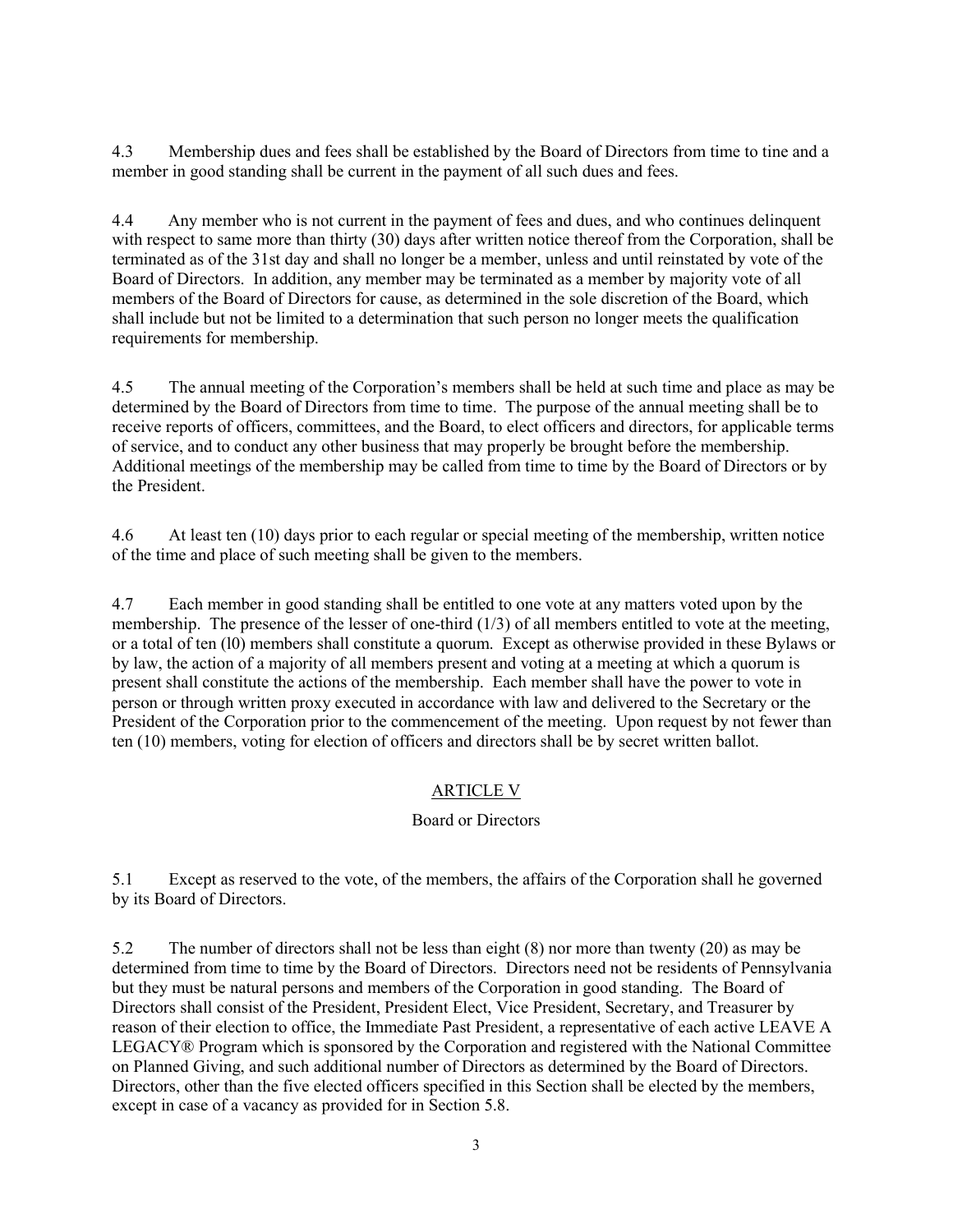4.3 Membership dues and fees shall be established by the Board of Directors from time to tine and a member in good standing shall be current in the payment of all such dues and fees.

4.4 Any member who is not current in the payment of fees and dues, and who continues delinquent with respect to same more than thirty (30) days after written notice thereof from the Corporation, shall be terminated as of the 31st day and shall no longer be a member, unless and until reinstated by vote of the Board of Directors. In addition, any member may be terminated as a member by majority vote of all members of the Board of Directors for cause, as determined in the sole discretion of the Board, which shall include but not be limited to a determination that such person no longer meets the qualification requirements for membership.

4.5 The annual meeting of the Corporation's members shall be held at such time and place as may be determined by the Board of Directors from time to time. The purpose of the annual meeting shall be to receive reports of officers, committees, and the Board, to elect officers and directors, for applicable terms of service, and to conduct any other business that may properly be brought before the membership. Additional meetings of the membership may be called from time to time by the Board of Directors or by the President.

4.6 At least ten (10) days prior to each regular or special meeting of the membership, written notice of the time and place of such meeting shall be given to the members.

4.7 Each member in good standing shall be entitled to one vote at any matters voted upon by the membership. The presence of the lesser of one-third (1/3) of all members entitled to vote at the meeting, or a total of ten (l0) members shall constitute a quorum. Except as otherwise provided in these Bylaws or by law, the action of a majority of all members present and voting at a meeting at which a quorum is present shall constitute the actions of the membership. Each member shall have the power to vote in person or through written proxy executed in accordance with law and delivered to the Secretary or the President of the Corporation prior to the commencement of the meeting. Upon request by not fewer than ten (10) members, voting for election of officers and directors shall be by secret written ballot.

## ARTICLE V

### Board or Directors

5.1 Except as reserved to the vote, of the members, the affairs of the Corporation shall he governed by its Board of Directors.

5.2 The number of directors shall not be less than eight (8) nor more than twenty (20) as may be determined from time to time by the Board of Directors. Directors need not be residents of Pennsylvania but they must be natural persons and members of the Corporation in good standing. The Board of Directors shall consist of the President, President Elect, Vice President, Secretary, and Treasurer by reason of their election to office, the Immediate Past President, a representative of each active LEAVE A LEGACY® Program which is sponsored by the Corporation and registered with the National Committee on Planned Giving, and such additional number of Directors as determined by the Board of Directors. Directors, other than the five elected officers specified in this Section shall be elected by the members, except in case of a vacancy as provided for in Section 5.8.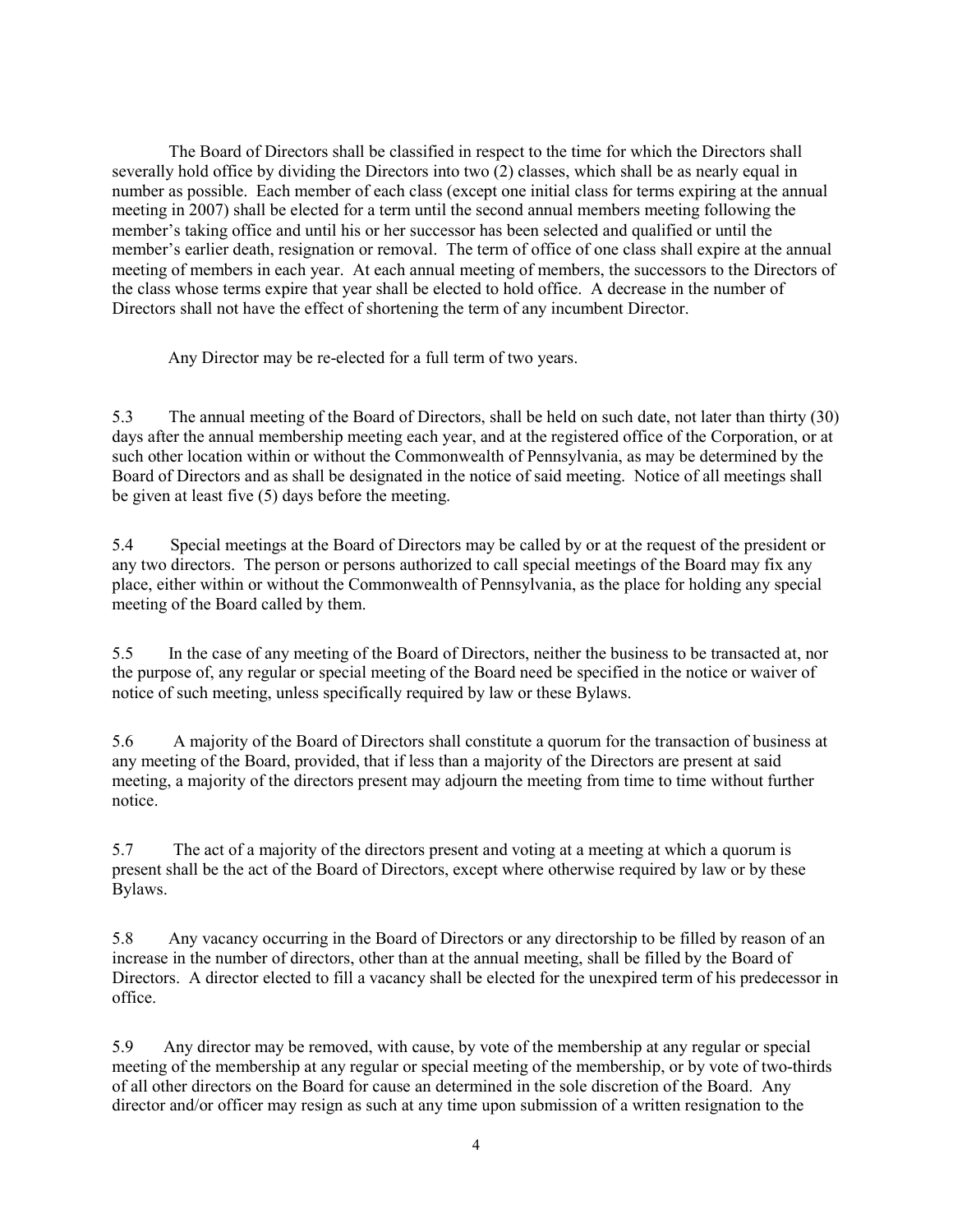The Board of Directors shall be classified in respect to the time for which the Directors shall severally hold office by dividing the Directors into two (2) classes, which shall be as nearly equal in number as possible. Each member of each class (except one initial class for terms expiring at the annual meeting in 2007) shall be elected for a term until the second annual members meeting following the member's taking office and until his or her successor has been selected and qualified or until the member's earlier death, resignation or removal. The term of office of one class shall expire at the annual meeting of members in each year. At each annual meeting of members, the successors to the Directors of the class whose terms expire that year shall be elected to hold office. A decrease in the number of Directors shall not have the effect of shortening the term of any incumbent Director.

Any Director may be re-elected for a full term of two years.

5.3 The annual meeting of the Board of Directors, shall be held on such date, not later than thirty (30) days after the annual membership meeting each year, and at the registered office of the Corporation, or at such other location within or without the Commonwealth of Pennsylvania, as may be determined by the Board of Directors and as shall be designated in the notice of said meeting. Notice of all meetings shall be given at least five (5) days before the meeting.

5.4 Special meetings at the Board of Directors may be called by or at the request of the president or any two directors. The person or persons authorized to call special meetings of the Board may fix any place, either within or without the Commonwealth of Pennsylvania, as the place for holding any special meeting of the Board called by them.

5.5 In the case of any meeting of the Board of Directors, neither the business to be transacted at, nor the purpose of, any regular or special meeting of the Board need be specified in the notice or waiver of notice of such meeting, unless specifically required by law or these Bylaws.

5.6 A majority of the Board of Directors shall constitute a quorum for the transaction of business at any meeting of the Board, provided, that if less than a majority of the Directors are present at said meeting, a majority of the directors present may adjourn the meeting from time to time without further notice.

5.7 The act of a majority of the directors present and voting at a meeting at which a quorum is present shall be the act of the Board of Directors, except where otherwise required by law or by these Bylaws.

5.8 Any vacancy occurring in the Board of Directors or any directorship to be filled by reason of an increase in the number of directors, other than at the annual meeting, shall be filled by the Board of Directors. A director elected to fill a vacancy shall be elected for the unexpired term of his predecessor in office.

5.9 Any director may be removed, with cause, by vote of the membership at any regular or special meeting of the membership at any regular or special meeting of the membership, or by vote of two-thirds of all other directors on the Board for cause an determined in the sole discretion of the Board. Any director and/or officer may resign as such at any time upon submission of a written resignation to the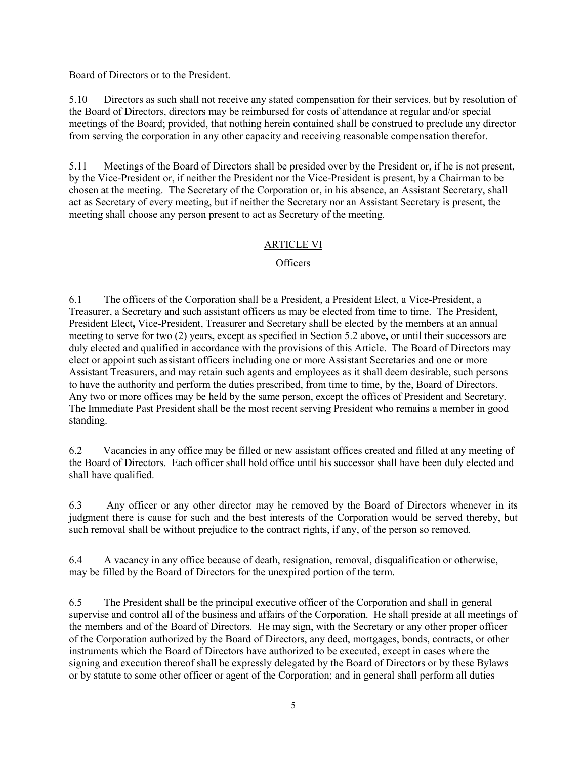Board of Directors or to the President.

5.10 Directors as such shall not receive any stated compensation for their services, but by resolution of the Board of Directors, directors may be reimbursed for costs of attendance at regular and/or special meetings of the Board; provided, that nothing herein contained shall be construed to preclude any director from serving the corporation in any other capacity and receiving reasonable compensation therefor.

5.11 Meetings of the Board of Directors shall be presided over by the President or, if he is not present, by the Vice-President or, if neither the President nor the Vice-President is present, by a Chairman to be chosen at the meeting. The Secretary of the Corporation or, in his absence, an Assistant Secretary, shall act as Secretary of every meeting, but if neither the Secretary nor an Assistant Secretary is present, the meeting shall choose any person present to act as Secretary of the meeting.

## ARTICLE VI

### Officers

6.1 The officers of the Corporation shall be a President, a President Elect, a Vice-President, a Treasurer, a Secretary and such assistant officers as may be elected from time to time. The President, President Elect**,** Vice-President, Treasurer and Secretary shall be elected by the members at an annual meeting to serve for two (2) years**,** except as specified in Section 5.2 above**,** or until their successors are duly elected and qualified in accordance with the provisions of this Article. The Board of Directors may elect or appoint such assistant officers including one or more Assistant Secretaries and one or more Assistant Treasurers, and may retain such agents and employees as it shall deem desirable, such persons to have the authority and perform the duties prescribed, from time to time, by the, Board of Directors. Any two or more offices may be held by the same person, except the offices of President and Secretary. The Immediate Past President shall be the most recent serving President who remains a member in good standing.

6.2 Vacancies in any office may be filled or new assistant offices created and filled at any meeting of the Board of Directors. Each officer shall hold office until his successor shall have been duly elected and shall have qualified.

6.3 Any officer or any other director may he removed by the Board of Directors whenever in its judgment there is cause for such and the best interests of the Corporation would be served thereby, but such removal shall be without prejudice to the contract rights, if any, of the person so removed.

6.4 A vacancy in any office because of death, resignation, removal, disqualification or otherwise, may be filled by the Board of Directors for the unexpired portion of the term.

6.5 The President shall be the principal executive officer of the Corporation and shall in general supervise and control all of the business and affairs of the Corporation. He shall preside at all meetings of the members and of the Board of Directors. He may sign, with the Secretary or any other proper officer of the Corporation authorized by the Board of Directors, any deed, mortgages, bonds, contracts, or other instruments which the Board of Directors have authorized to be executed, except in cases where the signing and execution thereof shall be expressly delegated by the Board of Directors or by these Bylaws or by statute to some other officer or agent of the Corporation; and in general shall perform all duties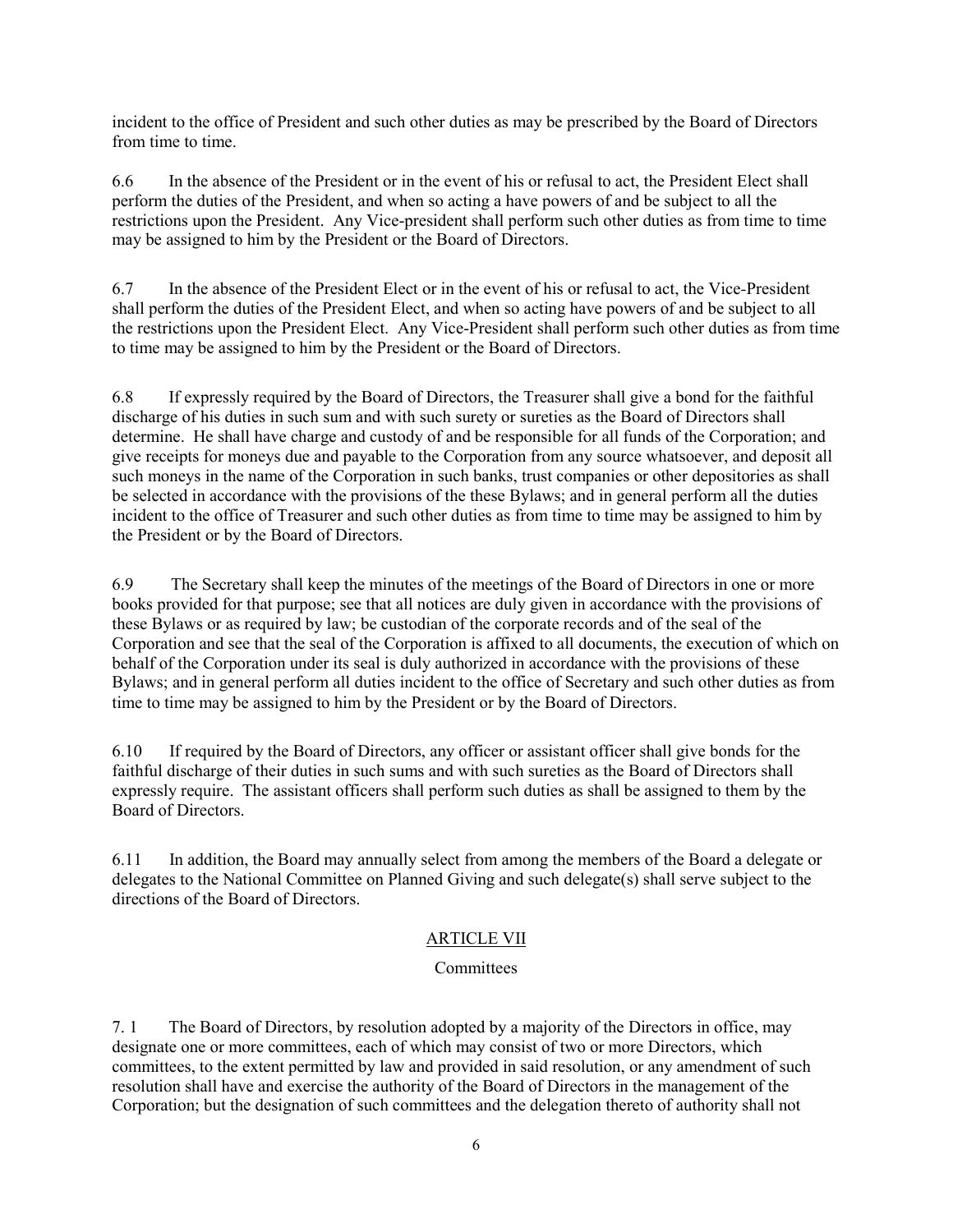incident to the office of President and such other duties as may be prescribed by the Board of Directors from time to time.

6.6 In the absence of the President or in the event of his or refusal to act, the President Elect shall perform the duties of the President, and when so acting a have powers of and be subject to all the restrictions upon the President. Any Vice-president shall perform such other duties as from time to time may be assigned to him by the President or the Board of Directors.

6.7 In the absence of the President Elect or in the event of his or refusal to act, the Vice-President shall perform the duties of the President Elect, and when so acting have powers of and be subject to all the restrictions upon the President Elect. Any Vice-President shall perform such other duties as from time to time may be assigned to him by the President or the Board of Directors.

6.8 If expressly required by the Board of Directors, the Treasurer shall give a bond for the faithful discharge of his duties in such sum and with such surety or sureties as the Board of Directors shall determine. He shall have charge and custody of and be responsible for all funds of the Corporation; and give receipts for moneys due and payable to the Corporation from any source whatsoever, and deposit all such moneys in the name of the Corporation in such banks, trust companies or other depositories as shall be selected in accordance with the provisions of the these Bylaws; and in general perform all the duties incident to the office of Treasurer and such other duties as from time to time may be assigned to him by the President or by the Board of Directors.

6.9 The Secretary shall keep the minutes of the meetings of the Board of Directors in one or more books provided for that purpose; see that all notices are duly given in accordance with the provisions of these Bylaws or as required by law; be custodian of the corporate records and of the seal of the Corporation and see that the seal of the Corporation is affixed to all documents, the execution of which on behalf of the Corporation under its seal is duly authorized in accordance with the provisions of these Bylaws; and in general perform all duties incident to the office of Secretary and such other duties as from time to time may be assigned to him by the President or by the Board of Directors.

6.10 If required by the Board of Directors, any officer or assistant officer shall give bonds for the faithful discharge of their duties in such sums and with such sureties as the Board of Directors shall expressly require. The assistant officers shall perform such duties as shall be assigned to them by the Board of Directors.

6.11 In addition, the Board may annually select from among the members of the Board a delegate or delegates to the National Committee on Planned Giving and such delegate(s) shall serve subject to the directions of the Board of Directors.

## ARTICLE VII

### Committees

7. 1 The Board of Directors, by resolution adopted by a majority of the Directors in office, may designate one or more committees, each of which may consist of two or more Directors, which committees, to the extent permitted by law and provided in said resolution, or any amendment of such resolution shall have and exercise the authority of the Board of Directors in the management of the Corporation; but the designation of such committees and the delegation thereto of authority shall not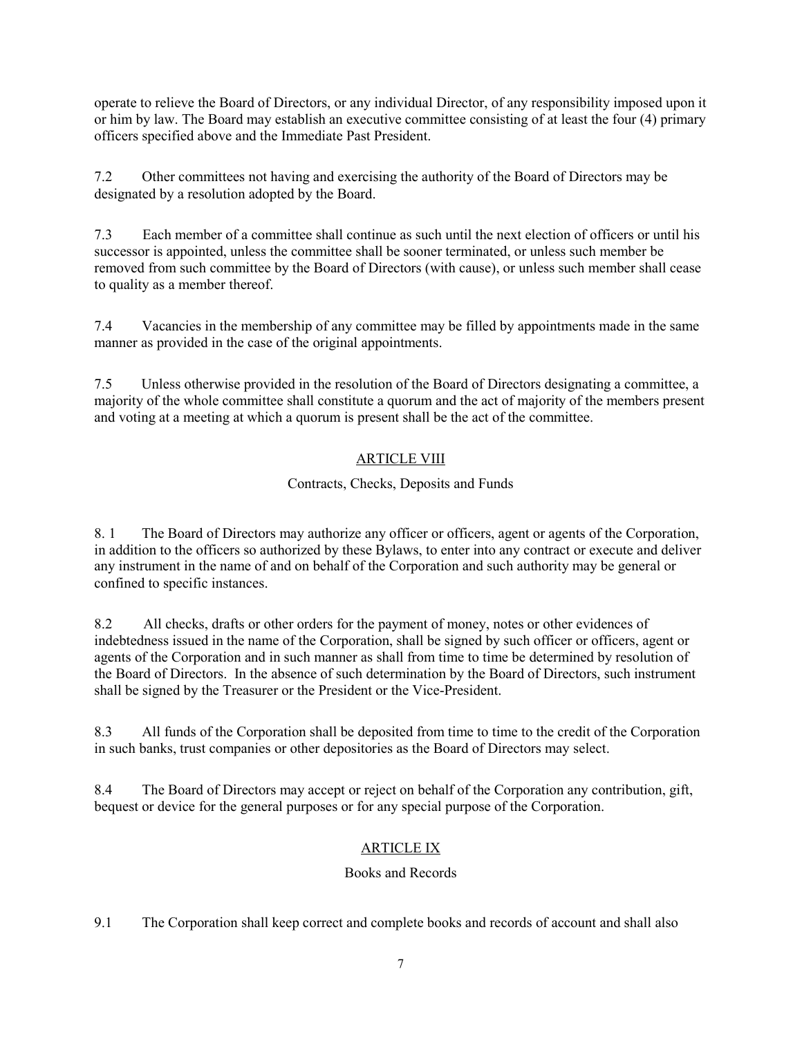operate to relieve the Board of Directors, or any individual Director, of any responsibility imposed upon it or him by law. The Board may establish an executive committee consisting of at least the four (4) primary officers specified above and the Immediate Past President.

7.2 Other committees not having and exercising the authority of the Board of Directors may be designated by a resolution adopted by the Board.

7.3 Each member of a committee shall continue as such until the next election of officers or until his successor is appointed, unless the committee shall be sooner terminated, or unless such member be removed from such committee by the Board of Directors (with cause), or unless such member shall cease to quality as a member thereof.

7.4 Vacancies in the membership of any committee may be filled by appointments made in the same manner as provided in the case of the original appointments.

7.5 Unless otherwise provided in the resolution of the Board of Directors designating a committee, a majority of the whole committee shall constitute a quorum and the act of majority of the members present and voting at a meeting at which a quorum is present shall be the act of the committee.

## ARTICLE VIII

### Contracts, Checks, Deposits and Funds

8. 1 The Board of Directors may authorize any officer or officers, agent or agents of the Corporation, in addition to the officers so authorized by these Bylaws, to enter into any contract or execute and deliver any instrument in the name of and on behalf of the Corporation and such authority may be general or confined to specific instances.

8.2 All checks, drafts or other orders for the payment of money, notes or other evidences of indebtedness issued in the name of the Corporation, shall be signed by such officer or officers, agent or agents of the Corporation and in such manner as shall from time to time be determined by resolution of the Board of Directors. In the absence of such determination by the Board of Directors, such instrument shall be signed by the Treasurer or the President or the Vice-President.

8.3 All funds of the Corporation shall be deposited from time to time to the credit of the Corporation in such banks, trust companies or other depositories as the Board of Directors may select.

8.4 The Board of Directors may accept or reject on behalf of the Corporation any contribution, gift, bequest or device for the general purposes or for any special purpose of the Corporation.

## ARTICLE IX

### Books and Records

9.1 The Corporation shall keep correct and complete books and records of account and shall also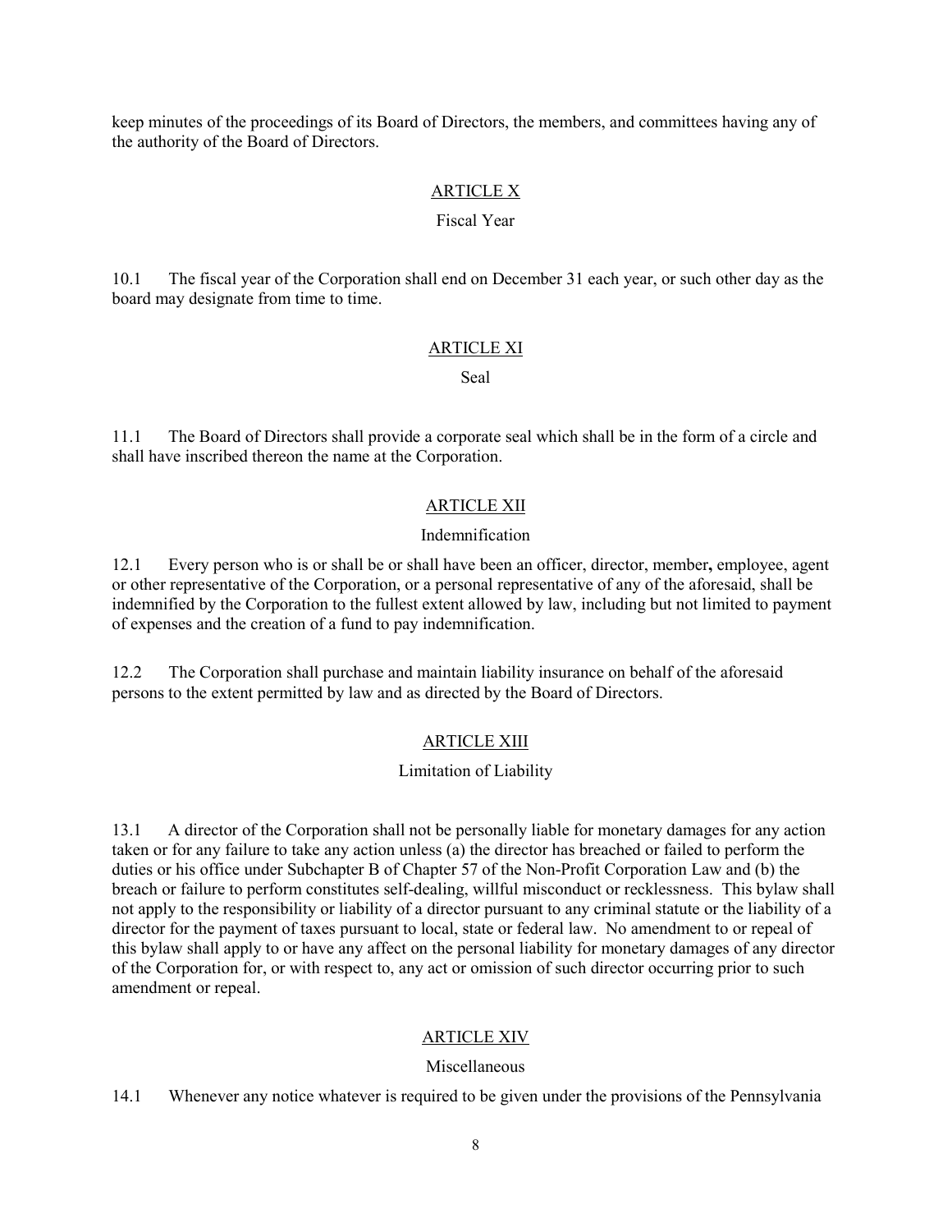keep minutes of the proceedings of its Board of Directors, the members, and committees having any of the authority of the Board of Directors.

## ARTICLE X

Fiscal Year

10.1 The fiscal year of the Corporation shall end on December 31 each year, or such other day as the board may designate from time to time.

## ARTICLE XI

Seal

11.1 The Board of Directors shall provide a corporate seal which shall be in the form of a circle and shall have inscribed thereon the name at the Corporation.

## ARTICLE XII

Indemnification

12.1 Every person who is or shall be or shall have been an officer, director, member**,** employee, agent or other representative of the Corporation, or a personal representative of any of the aforesaid, shall be indemnified by the Corporation to the fullest extent allowed by law, including but not limited to payment of expenses and the creation of a fund to pay indemnification.

12.2 The Corporation shall purchase and maintain liability insurance on behalf of the aforesaid persons to the extent permitted by law and as directed by the Board of Directors.

## ARTICLE XIII

Limitation of Liability

13.1 A director of the Corporation shall not be personally liable for monetary damages for any action taken or for any failure to take any action unless (a) the director has breached or failed to perform the duties or his office under Subchapter B of Chapter 57 of the Non-Profit Corporation Law and (b) the breach or failure to perform constitutes self-dealing, willful misconduct or recklessness. This bylaw shall not apply to the responsibility or liability of a director pursuant to any criminal statute or the liability of a director for the payment of taxes pursuant to local, state or federal law. No amendment to or repeal of this bylaw shall apply to or have any affect on the personal liability for monetary damages of any director of the Corporation for, or with respect to, any act or omission of such director occurring prior to such amendment or repeal.

## ARTICLE XIV

Miscellaneous

14.1 Whenever any notice whatever is required to be given under the provisions of the Pennsylvania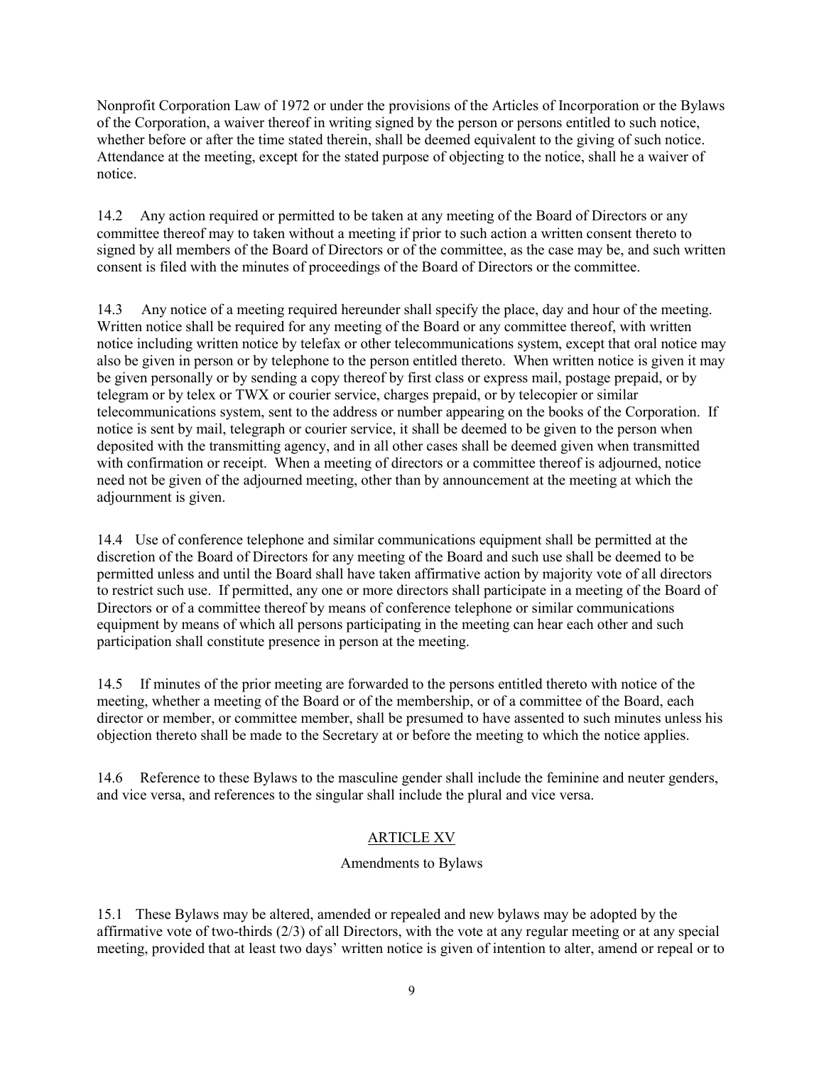Nonprofit Corporation Law of 1972 or under the provisions of the Articles of Incorporation or the Bylaws of the Corporation, a waiver thereof in writing signed by the person or persons entitled to such notice, whether before or after the time stated therein, shall be deemed equivalent to the giving of such notice. Attendance at the meeting, except for the stated purpose of objecting to the notice, shall he a waiver of notice.

14.2 Any action required or permitted to be taken at any meeting of the Board of Directors or any committee thereof may to taken without a meeting if prior to such action a written consent thereto to signed by all members of the Board of Directors or of the committee, as the case may be, and such written consent is filed with the minutes of proceedings of the Board of Directors or the committee.

14.3 Any notice of a meeting required hereunder shall specify the place, day and hour of the meeting. Written notice shall be required for any meeting of the Board or any committee thereof, with written notice including written notice by telefax or other telecommunications system, except that oral notice may also be given in person or by telephone to the person entitled thereto. When written notice is given it may be given personally or by sending a copy thereof by first class or express mail, postage prepaid, or by telegram or by telex or TWX or courier service, charges prepaid, or by telecopier or similar telecommunications system, sent to the address or number appearing on the books of the Corporation. If notice is sent by mail, telegraph or courier service, it shall be deemed to be given to the person when deposited with the transmitting agency, and in all other cases shall be deemed given when transmitted with confirmation or receipt. When a meeting of directors or a committee thereof is adjourned, notice need not be given of the adjourned meeting, other than by announcement at the meeting at which the adjournment is given.

14.4 Use of conference telephone and similar communications equipment shall be permitted at the discretion of the Board of Directors for any meeting of the Board and such use shall be deemed to be permitted unless and until the Board shall have taken affirmative action by majority vote of all directors to restrict such use. If permitted, any one or more directors shall participate in a meeting of the Board of Directors or of a committee thereof by means of conference telephone or similar communications equipment by means of which all persons participating in the meeting can hear each other and such participation shall constitute presence in person at the meeting.

14.5 If minutes of the prior meeting are forwarded to the persons entitled thereto with notice of the meeting, whether a meeting of the Board or of the membership, or of a committee of the Board, each director or member, or committee member, shall be presumed to have assented to such minutes unless his objection thereto shall be made to the Secretary at or before the meeting to which the notice applies.

14.6 Reference to these Bylaws to the masculine gender shall include the feminine and neuter genders, and vice versa, and references to the singular shall include the plural and vice versa.

## ARTICLE XV

### Amendments to Bylaws

15.1 These Bylaws may be altered, amended or repealed and new bylaws may be adopted by the affirmative vote of two-thirds (2/3) of all Directors, with the vote at any regular meeting or at any special meeting, provided that at least two days' written notice is given of intention to alter, amend or repeal or to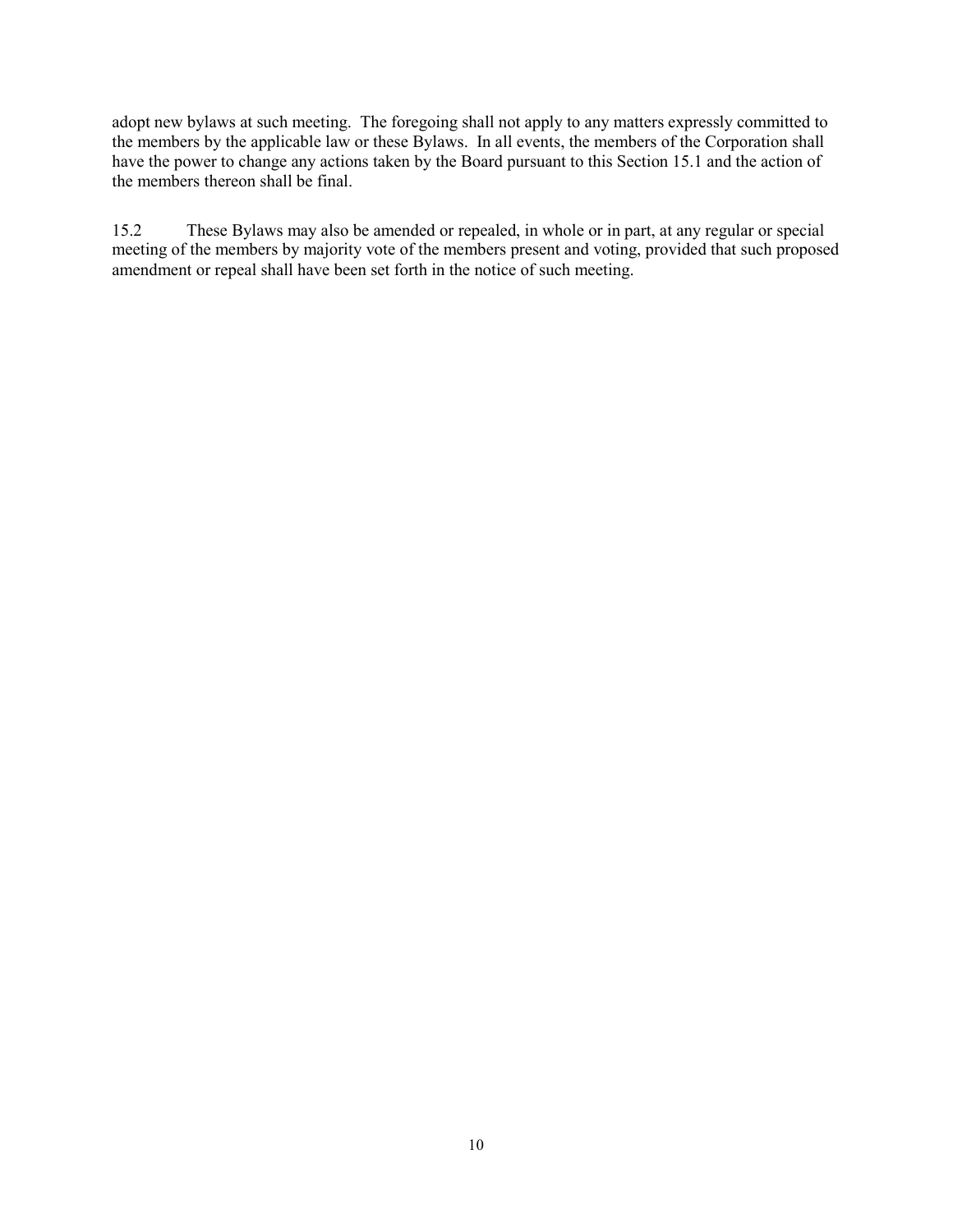adopt new bylaws at such meeting. The foregoing shall not apply to any matters expressly committed to the members by the applicable law or these Bylaws. In all events, the members of the Corporation shall have the power to change any actions taken by the Board pursuant to this Section 15.1 and the action of the members thereon shall be final.

15.2 These Bylaws may also be amended or repealed, in whole or in part, at any regular or special meeting of the members by majority vote of the members present and voting, provided that such proposed amendment or repeal shall have been set forth in the notice of such meeting.